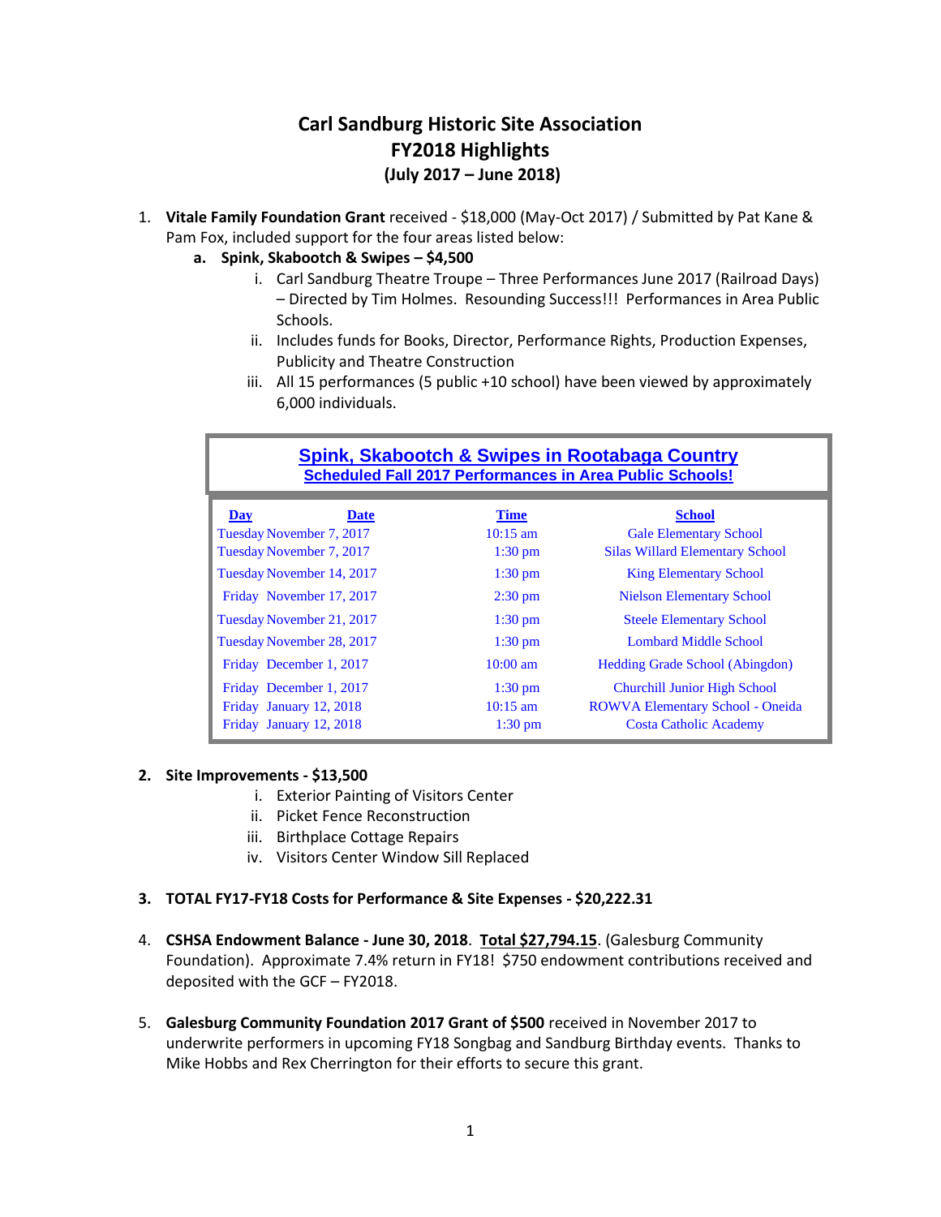# Carl Sandburg Historic Site Association
## FY2018 Highlights
### (July 2017 – June 2018)

1. **Vitale Family Foundation Grant** received - $18,000 (May-Oct 2017) / Submitted by Pat Kane & Pam Fox, included support for the four areas listed below:
   a. **Spink, Skabootch & Swipes – $4,500**
      i. Carl Sandburg Theatre Troupe – Three Performances June 2017 (Railroad Days) – Directed by Tim Holmes. Resounding Success!!! Performances in Area Public Schools.
      ii. Includes funds for Books, Director, Performance Rights, Production Expenses, Publicity and Theatre Construction
      iii. All 15 performances (5 public +10 school) have been viewed by approximately 6,000 individuals.

**Spink, Skabootch & Swipes in Rootabaga Country**
**Scheduled Fall 2017 Performances in Area Public Schools!**

| Day | Date | Time | School |
|---|---|---|---|
| Tuesday | November 7, 2017 | 10:15 am | Gale Elementary School |
| Tuesday | November 7, 2017 | 1:30 pm | Silas Willard Elementary School |
| Tuesday | November 14, 2017 | 1:30 pm | King Elementary School |
| Friday | November 17, 2017 | 2:30 pm | Nielson Elementary School |
| Tuesday | November 21, 2017 | 1:30 pm | Steele Elementary School |
| Tuesday | November 28, 2017 | 1:30 pm | Lombard Middle School |
| Friday | December 1, 2017 | 10:00 am | Hedding Grade School (Abingdon) |
| Friday | December 1, 2017 | 1:30 pm | Churchill Junior High School |
| Friday | January 12, 2018 | 10:15 am | ROWVA Elementary School - Oneida |
| Friday | January 12, 2018 | 1:30 pm | Costa Catholic Academy |

2. **Site Improvements - $13,500**
   i. Exterior Painting of Visitors Center
   ii. Picket Fence Reconstruction
   iii. Birthplace Cottage Repairs
   iv. Visitors Center Window Sill Replaced

3. **TOTAL FY17-FY18 Costs for Performance & Site Expenses - $20,222.31**

4. **CSHSA Endowment Balance - June 30, 2018**. **Total $27,794.15**. (Galesburg Community Foundation). Approximate 7.4% return in FY18! $750 endowment contributions received and deposited with the GCF – FY2018.

5. **Galesburg Community Foundation 2017 Grant of $500** received in November 2017 to underwrite performers in upcoming FY18 Songbag and Sandburg Birthday events. Thanks to Mike Hobbs and Rex Cherrington for their efforts to secure this grant.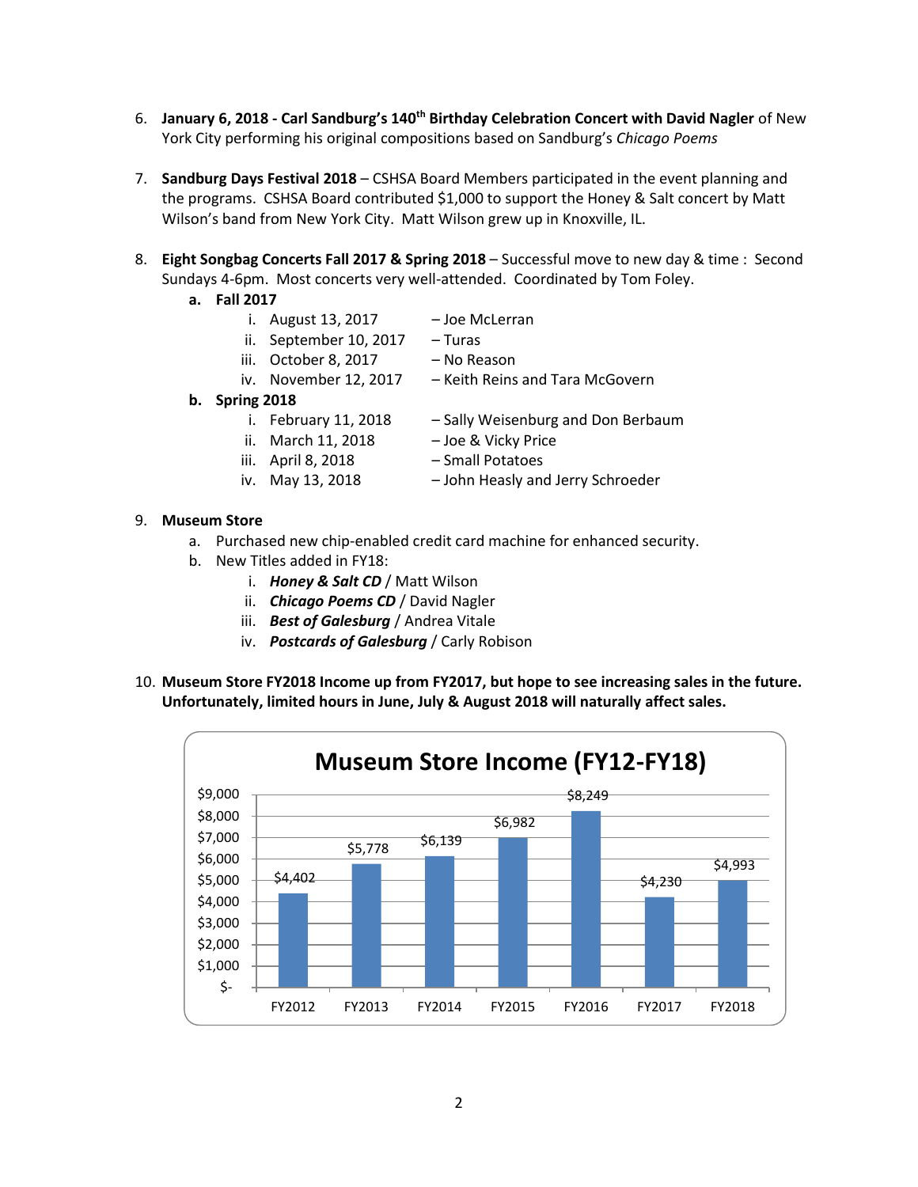6. **January 6, 2018 - Carl Sandburg's 140th Birthday Celebration Concert with David Nagler** of New York City performing his original compositions based on Sandburg's *Chicago Poems*

7. **Sandburg Days Festival 2018** – CSHSA Board Members participated in the event planning and the programs. CSHSA Board contributed $1,000 to support the Honey & Salt concert by Matt Wilson's band from New York City. Matt Wilson grew up in Knoxville, IL.

8. **Eight Songbag Concerts Fall 2017 & Spring 2018** – Successful move to new day & time : Second Sundays 4-6pm. Most concerts very well-attended. Coordinated by Tom Foley.
   a. **Fall 2017**
      i. August 13, 2017 – Joe McLerran
      ii. September 10, 2017 – Turas
      iii. October 8, 2017 – No Reason
      iv. November 12, 2017 – Keith Reins and Tara McGovern
   b. **Spring 2018**
      i. February 11, 2018 – Sally Weisenburg and Don Berbaum
      ii. March 11, 2018 – Joe & Vicky Price
      iii. April 8, 2018 – Small Potatoes
      iv. May 13, 2018 – John Heasly and Jerry Schroeder

9. **Museum Store**
   a. Purchased new chip-enabled credit card machine for enhanced security.
   b. New Titles added in FY18:
      i. ***Honey & Salt CD*** / Matt Wilson
      ii. ***Chicago Poems CD*** / David Nagler
      iii. ***Best of Galesburg*** / Andrea Vitale
      iv. ***Postcards of Galesburg*** / Carly Robison

10. **Museum Store FY2018 Income up from FY2017, but hope to see increasing sales in the future. Unfortunately, limited hours in June, July & August 2018 will naturally affect sales.**

**Museum Store Income (FY12-FY18)**

| Fiscal Year | Income |
|---|---|
| FY2012 | $4,402 |
| FY2013 | $5,778 |
| FY2014 | $6,139 |
| FY2015 | $6,982 |
| FY2016 | $8,249 |
| FY2017 | $4,230 |
| FY2018 | $4,993 |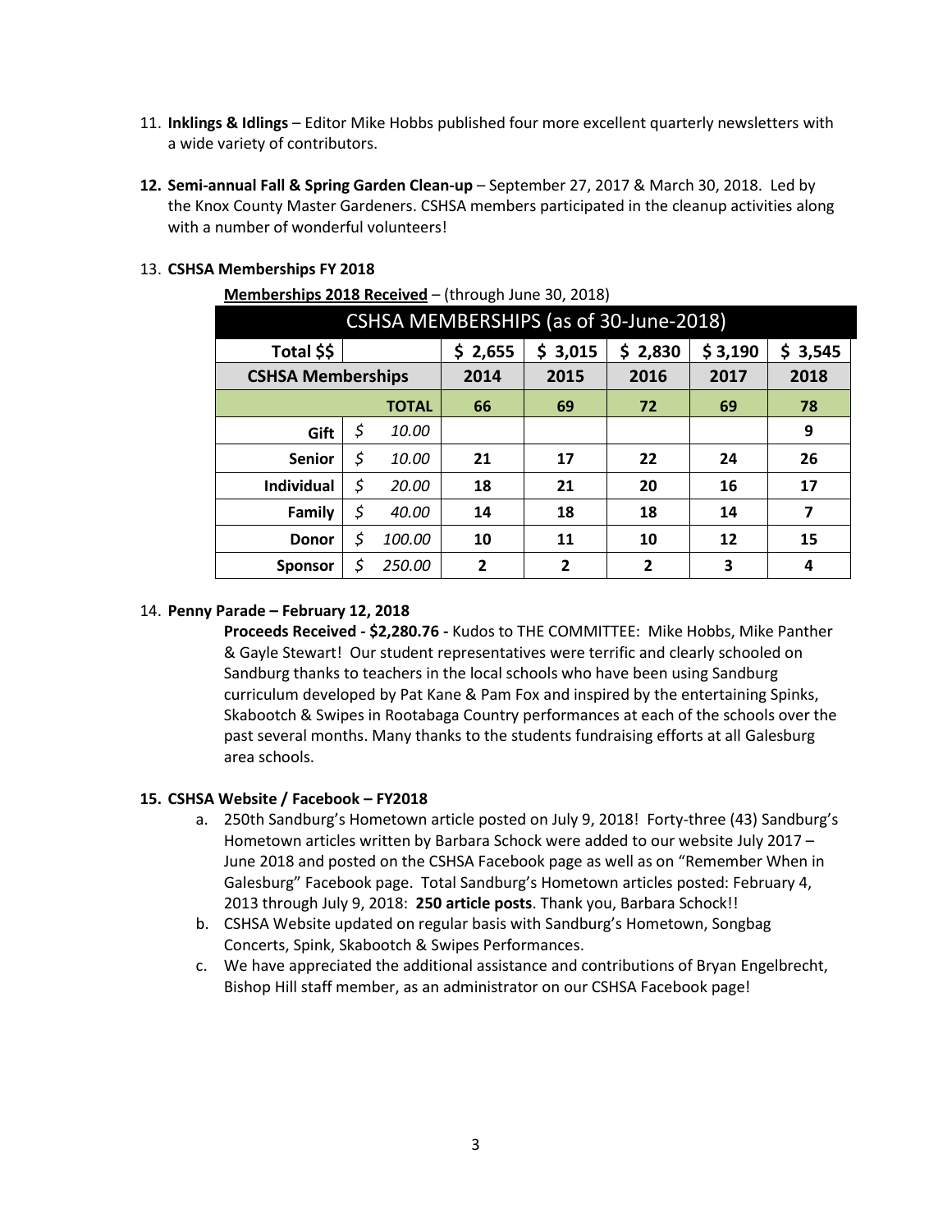11. **Inklings & Idlings** – Editor Mike Hobbs published four more excellent quarterly newsletters with a wide variety of contributors.

12. **Semi-annual Fall & Spring Garden Clean-up** – September 27, 2017 & March 30, 2018. Led by the Knox County Master Gardeners. CSHSA members participated in the cleanup activities along with a number of wonderful volunteers!

13. **CSHSA Memberships FY 2018**

    **Memberships 2018 Received** – (through June 30, 2018)

| CSHSA MEMBERSHIPS (as of 30-June-2018) | | | | | | |
|---|---|---|---|---|---|---|
| **Total $$** | | **$ 2,655** | **$ 3,015** | **$ 2,830** | **$ 3,190** | **$ 3,545** |
| **CSHSA Memberships** | | **2014** | **2015** | **2016** | **2017** | **2018** |
| | **TOTAL** | **66** | **69** | **72** | **69** | **78** |
| **Gift** | $ *10.00* | | | | | **9** |
| **Senior** | $ *10.00* | **21** | **17** | **22** | **24** | **26** |
| **Individual** | $ *20.00* | **18** | **21** | **20** | **16** | **17** |
| **Family** | $ *40.00* | **14** | **18** | **18** | **14** | **7** |
| **Donor** | $ *100.00* | **10** | **11** | **10** | **12** | **15** |
| **Sponsor** | $ *250.00* | **2** | **2** | **2** | **3** | **4** |

14. **Penny Parade – February 12, 2018**

    **Proceeds Received - $2,280.76 -** Kudos to THE COMMITTEE: Mike Hobbs, Mike Panther & Gayle Stewart! Our student representatives were terrific and clearly schooled on Sandburg thanks to teachers in the local schools who have been using Sandburg curriculum developed by Pat Kane & Pam Fox and inspired by the entertaining Spinks, Skabootch & Swipes in Rootabaga Country performances at each of the schools over the past several months. Many thanks to the students fundraising efforts at all Galesburg area schools.

15. **CSHSA Website / Facebook – FY2018**
    a. 250th Sandburg's Hometown article posted on July 9, 2018! Forty-three (43) Sandburg's Hometown articles written by Barbara Schock were added to our website July 2017 – June 2018 and posted on the CSHSA Facebook page as well as on "Remember When in Galesburg" Facebook page. Total Sandburg's Hometown articles posted: February 4, 2013 through July 9, 2018: **250 article posts**. Thank you, Barbara Schock!!
    b. CSHSA Website updated on regular basis with Sandburg's Hometown, Songbag Concerts, Spink, Skabootch & Swipes Performances.
    c. We have appreciated the additional assistance and contributions of Bryan Engelbrecht, Bishop Hill staff member, as an administrator on our CSHSA Facebook page!